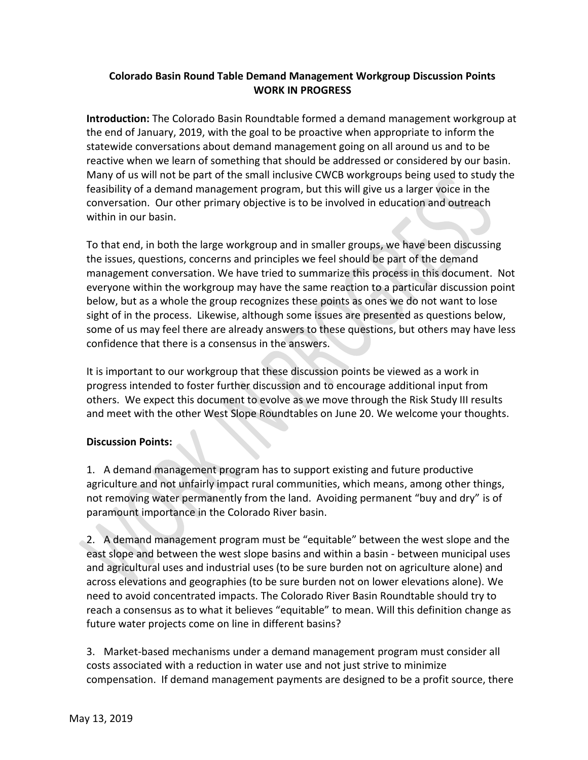**Colorado Basin Round Table Demand Management Workgroup Discussion Points**
**WORK IN PROGRESS**

**Introduction:** The Colorado Basin Roundtable formed a demand management workgroup at the end of January, 2019, with the goal to be proactive when appropriate to inform the statewide conversations about demand management going on all around us and to be reactive when we learn of something that should be addressed or considered by our basin. Many of us will not be part of the small inclusive CWCB workgroups being used to study the feasibility of a demand management program, but this will give us a larger voice in the conversation. Our other primary objective is to be involved in education and outreach within in our basin.

To that end, in both the large workgroup and in smaller groups, we have been discussing the issues, questions, concerns and principles we feel should be part of the demand management conversation. We have tried to summarize this process in this document. Not everyone within the workgroup may have the same reaction to a particular discussion point below, but as a whole the group recognizes these points as ones we do not want to lose sight of in the process. Likewise, although some issues are presented as questions below, some of us may feel there are already answers to these questions, but others may have less confidence that there is a consensus in the answers.

It is important to our workgroup that these discussion points be viewed as a work in progress intended to foster further discussion and to encourage additional input from others. We expect this document to evolve as we move through the Risk Study III results and meet with the other West Slope Roundtables on June 20. We welcome your thoughts.

**Discussion Points:**

1. A demand management program has to support existing and future productive agriculture and not unfairly impact rural communities, which means, among other things, not removing water permanently from the land. Avoiding permanent "buy and dry" is of paramount importance in the Colorado River basin.

2. A demand management program must be "equitable" between the west slope and the east slope and between the west slope basins and within a basin - between municipal uses and agricultural uses and industrial uses (to be sure burden not on agriculture alone) and across elevations and geographies (to be sure burden not on lower elevations alone). We need to avoid concentrated impacts. The Colorado River Basin Roundtable should try to reach a consensus as to what it believes "equitable" to mean. Will this definition change as future water projects come on line in different basins?

3. Market-based mechanisms under a demand management program must consider all costs associated with a reduction in water use and not just strive to minimize compensation. If demand management payments are designed to be a profit source, there

May 13, 2019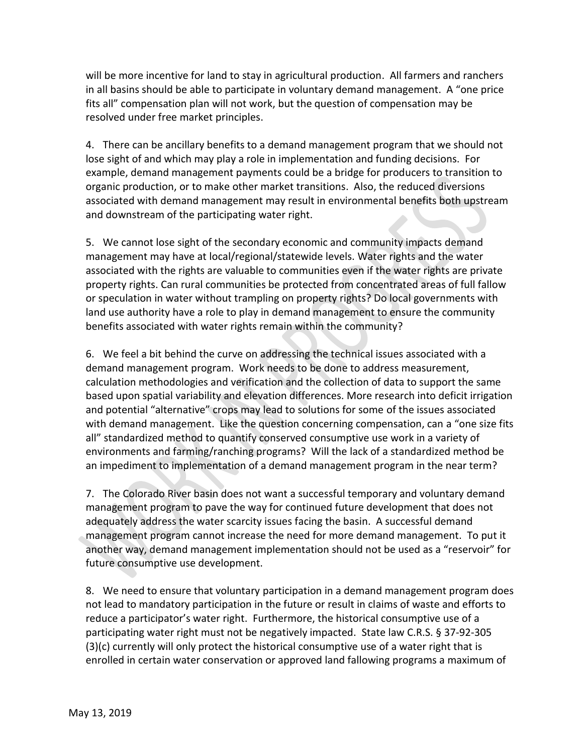will be more incentive for land to stay in agricultural production. All farmers and ranchers in all basins should be able to participate in voluntary demand management. A "one price fits all" compensation plan will not work, but the question of compensation may be resolved under free market principles.

4. There can be ancillary benefits to a demand management program that we should not lose sight of and which may play a role in implementation and funding decisions. For example, demand management payments could be a bridge for producers to transition to organic production, or to make other market transitions. Also, the reduced diversions associated with demand management may result in environmental benefits both upstream and downstream of the participating water right.

5. We cannot lose sight of the secondary economic and community impacts demand management may have at local/regional/statewide levels. Water rights and the water associated with the rights are valuable to communities even if the water rights are private property rights. Can rural communities be protected from concentrated areas of full fallow or speculation in water without trampling on property rights? Do local governments with land use authority have a role to play in demand management to ensure the community benefits associated with water rights remain within the community?

6. We feel a bit behind the curve on addressing the technical issues associated with a demand management program. Work needs to be done to address measurement, calculation methodologies and verification and the collection of data to support the same based upon spatial variability and elevation differences. More research into deficit irrigation and potential "alternative" crops may lead to solutions for some of the issues associated with demand management. Like the question concerning compensation, can a "one size fits all" standardized method to quantify conserved consumptive use work in a variety of environments and farming/ranching programs? Will the lack of a standardized method be an impediment to implementation of a demand management program in the near term?

7. The Colorado River basin does not want a successful temporary and voluntary demand management program to pave the way for continued future development that does not adequately address the water scarcity issues facing the basin. A successful demand management program cannot increase the need for more demand management. To put it another way, demand management implementation should not be used as a "reservoir" for future consumptive use development.

8. We need to ensure that voluntary participation in a demand management program does not lead to mandatory participation in the future or result in claims of waste and efforts to reduce a participator's water right. Furthermore, the historical consumptive use of a participating water right must not be negatively impacted. State law C.R.S. § 37-92-305 (3)(c) currently will only protect the historical consumptive use of a water right that is enrolled in certain water conservation or approved land fallowing programs a maximum of

May 13, 2019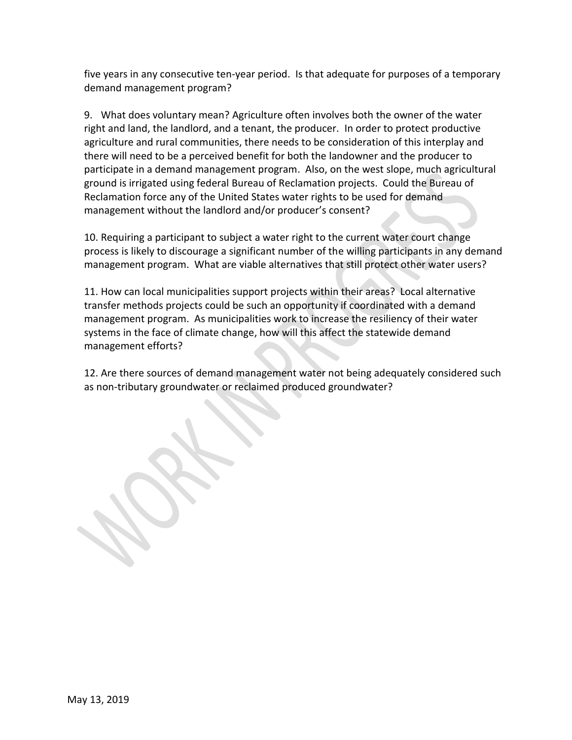five years in any consecutive ten-year period. Is that adequate for purposes of a temporary demand management program?

9. What does voluntary mean? Agriculture often involves both the owner of the water right and land, the landlord, and a tenant, the producer. In order to protect productive agriculture and rural communities, there needs to be consideration of this interplay and there will need to be a perceived benefit for both the landowner and the producer to participate in a demand management program. Also, on the west slope, much agricultural ground is irrigated using federal Bureau of Reclamation projects. Could the Bureau of Reclamation force any of the United States water rights to be used for demand management without the landlord and/or producer's consent?

10. Requiring a participant to subject a water right to the current water court change process is likely to discourage a significant number of the willing participants in any demand management program. What are viable alternatives that still protect other water users?

11. How can local municipalities support projects within their areas? Local alternative transfer methods projects could be such an opportunity if coordinated with a demand management program. As municipalities work to increase the resiliency of their water systems in the face of climate change, how will this affect the statewide demand management efforts?

12. Are there sources of demand management water not being adequately considered such as non-tributary groundwater or reclaimed produced groundwater?

May 13, 2019